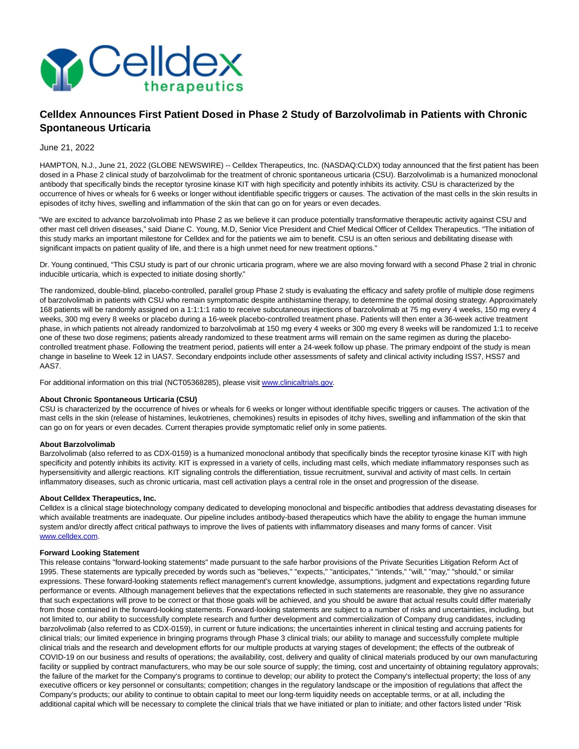# Celldex Announces First Patient Dosed in Phase 2 Study of Barzolvolimab in Patients with Chronic Spontaneous Urticaria

June 21, 2022

HAMPTON, N.J., June 21, 2022 (GLOBE NEWSWIRE) -- Celldex Therapeutics, Inc. (NASDAQ:CLDX) today announced that the first patient has been dosed in a Phase 2 clinical study of barzolvolimab for the treatment of chronic spontaneous urticaria (CSU). Barzolvolimab is a humanized monoclonal antibody that specifically binds the receptor tyrosine kinase KIT with high specificity and potently inhibits its activity. CSU is characterized by the occurrence of hives or wheals for 6 weeks or longer without identifiable specific triggers or causes. The activation of the mast cells in the skin results in episodes of itchy hives, swelling and inflammation of the skin that can go on for years or even decades.

"We are excited to advance barzolvolimab into Phase 2 as we believe it can produce potentially transformative therapeutic activity against CSU and other mast cell driven diseases," said Diane C. Young, M.D, Senior Vice President and Chief Medical Officer of Celldex Therapeutics. "The initiation of this study marks an important milestone for Celldex and for the patients we aim to benefit. CSU is an often serious and debilitating disease with significant impacts on patient quality of life, and there is a high unmet need for new treatment options."

Dr. Young continued, "This CSU study is part of our chronic urticaria program, where we are also moving forward with a second Phase 2 trial in chronic inducible urticaria, which is expected to initiate dosing shortly."

The randomized, double-blind, placebo-controlled, parallel group Phase 2 study is evaluating the efficacy and safety profile of multiple dose regimens of barzolvolimab in patients with CSU who remain symptomatic despite antihistamine therapy, to determine the optimal dosing strategy. Approximately 168 patients will be randomly assigned on a 1:1:1:1 ratio to receive subcutaneous injections of barzolvolimab at 75 mg every 4 weeks, 150 mg every 4 weeks, 300 mg every 8 weeks or placebo during a 16-week placebo-controlled treatment phase. Patients will then enter a 36-week active treatment phase, in which patients not already randomized to barzolvolimab at 150 mg every 4 weeks or 300 mg every 8 weeks will be randomized 1:1 to receive one of these two dose regimens; patients already randomized to these treatment arms will remain on the same regimen as during the placebo-controlled treatment phase. Following the treatment period, patients will enter a 24-week follow up phase. The primary endpoint of the study is mean change in baseline to Week 12 in UAS7. Secondary endpoints include other assessments of safety and clinical activity including ISS7, HSS7 and AAS7.

For additional information on this trial (NCT05368285), please visit www.clinicaltrials.gov.

**About Chronic Spontaneous Urticaria (CSU)**
CSU is characterized by the occurrence of hives or wheals for 6 weeks or longer without identifiable specific triggers or causes. The activation of the mast cells in the skin (release of histamines, leukotrienes, chemokines) results in episodes of itchy hives, swelling and inflammation of the skin that can go on for years or even decades. Current therapies provide symptomatic relief only in some patients.

**About Barzolvolimab**
Barzolvolimab (also referred to as CDX-0159) is a humanized monoclonal antibody that specifically binds the receptor tyrosine kinase KIT with high specificity and potently inhibits its activity. KIT is expressed in a variety of cells, including mast cells, which mediate inflammatory responses such as hypersensitivity and allergic reactions. KIT signaling controls the differentiation, tissue recruitment, survival and activity of mast cells. In certain inflammatory diseases, such as chronic urticaria, mast cell activation plays a central role in the onset and progression of the disease.

**About Celldex Therapeutics, Inc.**
Celldex is a clinical stage biotechnology company dedicated to developing monoclonal and bispecific antibodies that address devastating diseases for which available treatments are inadequate. Our pipeline includes antibody-based therapeutics which have the ability to engage the human immune system and/or directly affect critical pathways to improve the lives of patients with inflammatory diseases and many forms of cancer. Visit www.celldex.com.

**Forward Looking Statement**
This release contains "forward-looking statements" made pursuant to the safe harbor provisions of the Private Securities Litigation Reform Act of 1995. These statements are typically preceded by words such as "believes," "expects," "anticipates," "intends," "will," "may," "should," or similar expressions. These forward-looking statements reflect management's current knowledge, assumptions, judgment and expectations regarding future performance or events. Although management believes that the expectations reflected in such statements are reasonable, they give no assurance that such expectations will prove to be correct or that those goals will be achieved, and you should be aware that actual results could differ materially from those contained in the forward-looking statements. Forward-looking statements are subject to a number of risks and uncertainties, including, but not limited to, our ability to successfully complete research and further development and commercialization of Company drug candidates, including barzolvolimab (also referred to as CDX-0159), in current or future indications; the uncertainties inherent in clinical testing and accruing patients for clinical trials; our limited experience in bringing programs through Phase 3 clinical trials; our ability to manage and successfully complete multiple clinical trials and the research and development efforts for our multiple products at varying stages of development; the effects of the outbreak of COVID-19 on our business and results of operations; the availability, cost, delivery and quality of clinical materials produced by our own manufacturing facility or supplied by contract manufacturers, who may be our sole source of supply; the timing, cost and uncertainty of obtaining regulatory approvals; the failure of the market for the Company's programs to continue to develop; our ability to protect the Company's intellectual property; the loss of any executive officers or key personnel or consultants; competition; changes in the regulatory landscape or the imposition of regulations that affect the Company's products; our ability to continue to obtain capital to meet our long-term liquidity needs on acceptable terms, or at all, including the additional capital which will be necessary to complete the clinical trials that we have initiated or plan to initiate; and other factors listed under "Risk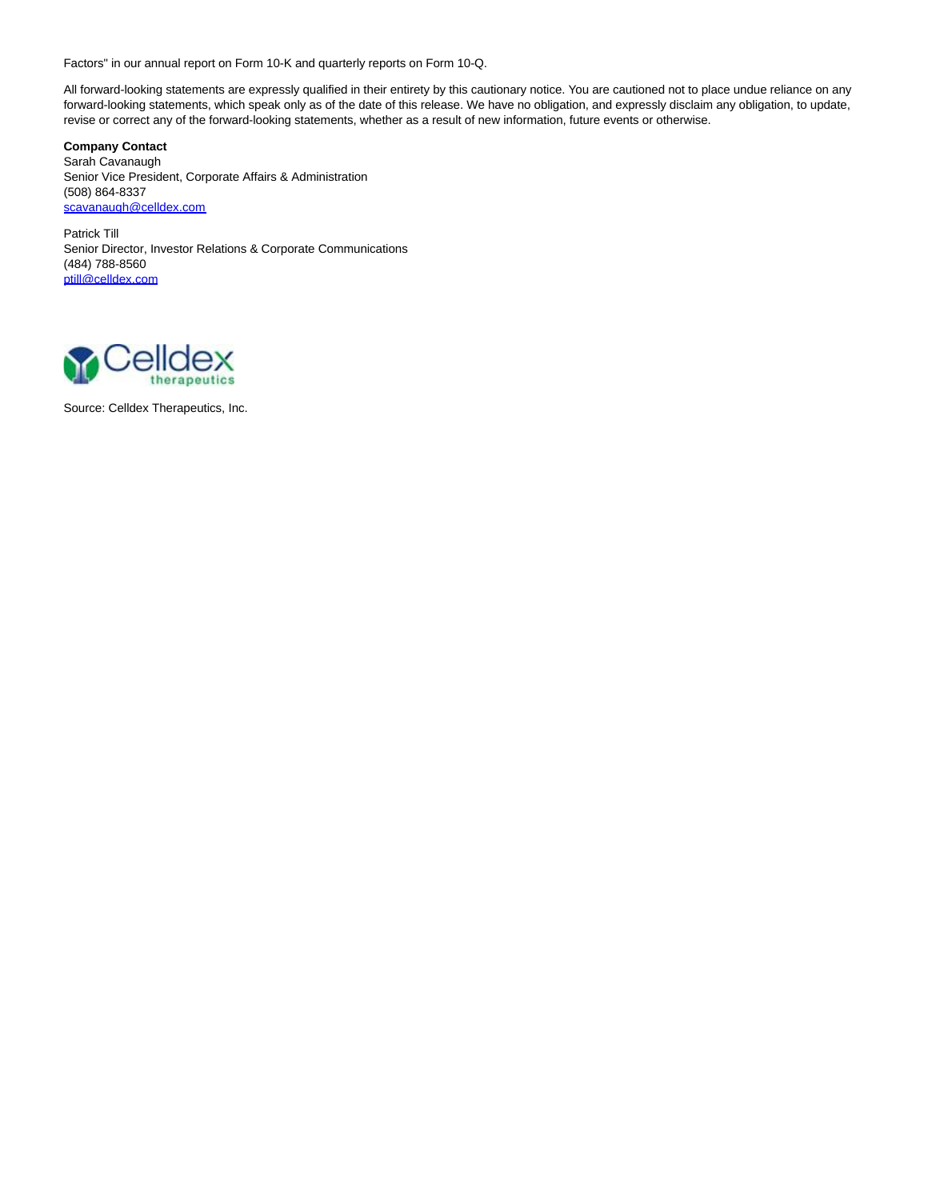Factors" in our annual report on Form 10-K and quarterly reports on Form 10-Q.

All forward-looking statements are expressly qualified in their entirety by this cautionary notice. You are cautioned not to place undue reliance on any forward-looking statements, which speak only as of the date of this release. We have no obligation, and expressly disclaim any obligation, to update, revise or correct any of the forward-looking statements, whether as a result of new information, future events or otherwise.

**Company Contact**
Sarah Cavanaugh
Senior Vice President, Corporate Affairs & Administration
(508) 864-8337
scavanaugh@celldex.com

Patrick Till
Senior Director, Investor Relations & Corporate Communications
(484) 788-8560
ptill@celldex.com

Source: Celldex Therapeutics, Inc.